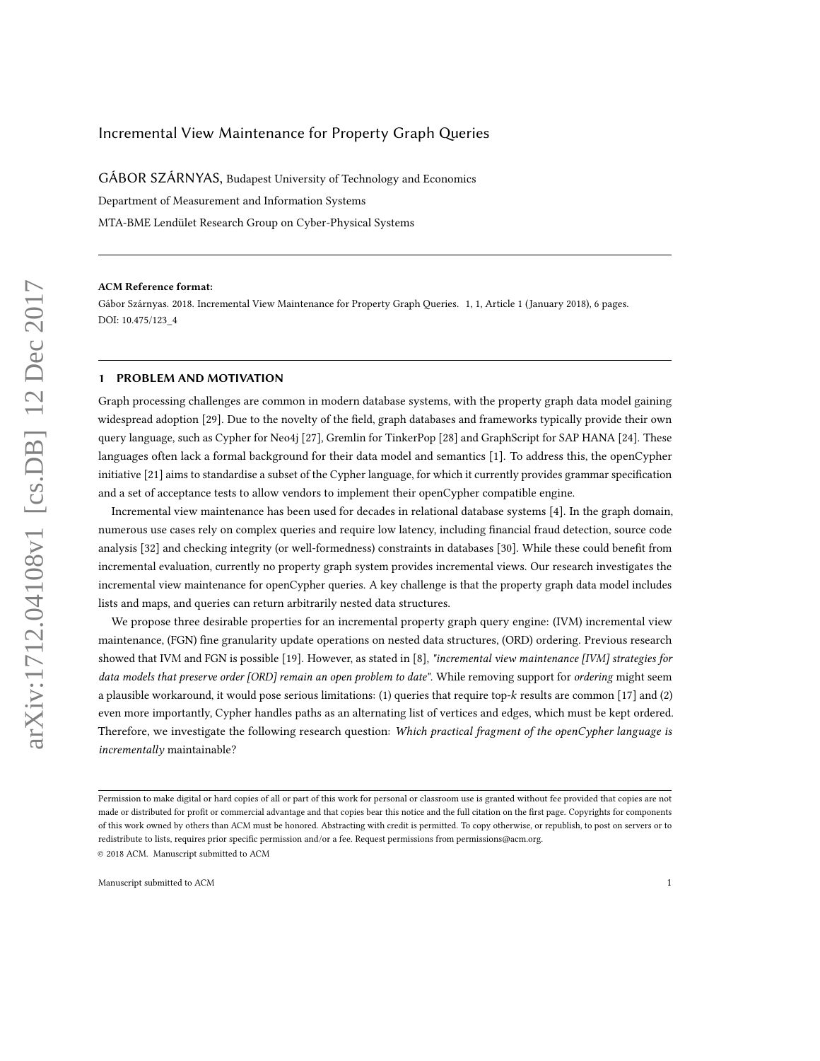# Incremental View Maintenance for Property Graph Queries

GÁBOR SZÁRNYAS, Budapest University of Technology and Economics

Department of Measurement and Information Systems

MTA-BME Lendület Research Group on Cyber-Physical Systems

---

**ACM Reference format:**

Gábor Szárnyas. 2018. Incremental View Maintenance for Property Graph Queries. 1, 1, Article 1 (January 2018), 6 pages.
DOI: 10.475/123_4

---

## 1 PROBLEM AND MOTIVATION

Graph processing challenges are common in modern database systems, with the property graph data model gaining widespread adoption [29]. Due to the novelty of the field, graph databases and frameworks typically provide their own query language, such as Cypher for Neo4j [27], Gremlin for TinkerPop [28] and GraphScript for SAP HANA [24]. These languages often lack a formal background for their data model and semantics [1]. To address this, the openCypher initiative [21] aims to standardise a subset of the Cypher language, for which it currently provides grammar specification and a set of acceptance tests to allow vendors to implement their openCypher compatible engine.

Incremental view maintenance has been used for decades in relational database systems [4]. In the graph domain, numerous use cases rely on complex queries and require low latency, including financial fraud detection, source code analysis [32] and checking integrity (or well-formedness) constraints in databases [30]. While these could benefit from incremental evaluation, currently no property graph system provides incremental views. Our research investigates the incremental view maintenance for openCypher queries. A key challenge is that the property graph data model includes lists and maps, and queries can return arbitrarily nested data structures.

We propose three desirable properties for an incremental property graph query engine: (IVM) incremental view maintenance, (FGN) fine granularity update operations on nested data structures, (ORD) ordering. Previous research showed that IVM and FGN is possible [19]. However, as stated in [8], *"incremental view maintenance [IVM] strategies for data models that preserve order [ORD] remain an open problem to date"*. While removing support for *ordering* might seem a plausible workaround, it would pose serious limitations: (1) queries that require top-$k$ results are common [17] and (2) even more importantly, Cypher handles paths as an alternating list of vertices and edges, which must be kept ordered. Therefore, we investigate the following research question: *Which practical fragment of the openCypher language is incrementally* maintainable?

---

Permission to make digital or hard copies of all or part of this work for personal or classroom use is granted without fee provided that copies are not made or distributed for profit or commercial advantage and that copies bear this notice and the full citation on the first page. Copyrights for components of this work owned by others than ACM must be honored. Abstracting with credit is permitted. To copy otherwise, or republish, to post on servers or to redistribute to lists, requires prior specific permission and/or a fee. Request permissions from permissions@acm.org.

© 2018 ACM. Manuscript submitted to ACM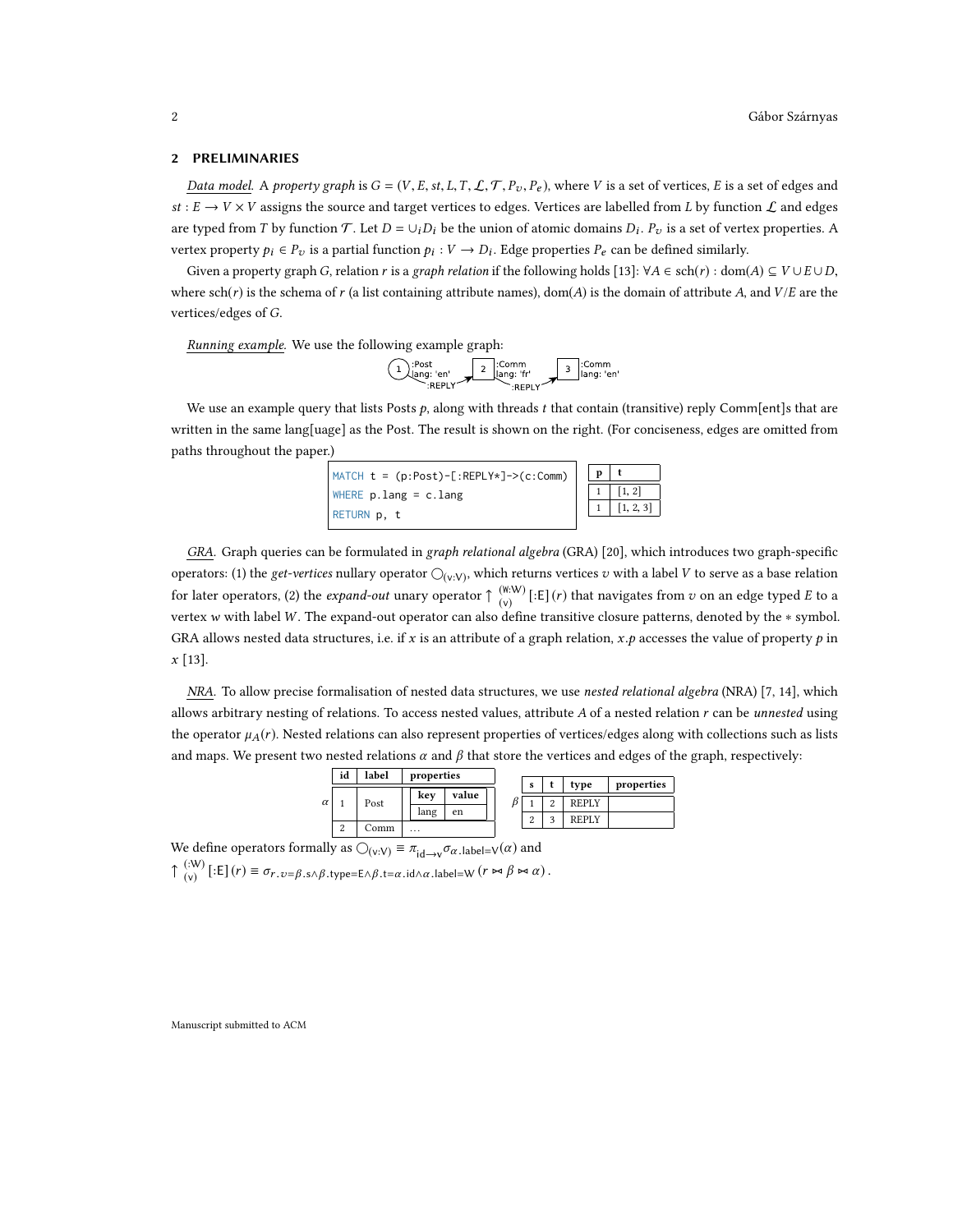## 2 PRELIMINARIES

*Data model.* A *property graph* is $G = (V, E, st, L, T, \mathcal{L}, \mathcal{T}, P_v, P_e)$, where $V$ is a set of vertices, $E$ is a set of edges and $st : E \to V \times V$ assigns the source and target vertices to edges. Vertices are labelled from $L$ by function $\mathcal{L}$ and edges are typed from $T$ by function $\mathcal{T}$. Let $D = \cup_i D_i$ be the union of atomic domains $D_i$. $P_v$ is a set of vertex properties. A vertex property $p_i \in P_v$ is a partial function $p_i : V \to D_i$. Edge properties $P_e$ can be defined similarly.

Given a property graph $G$, relation $r$ is a *graph relation* if the following holds [13]: $\forall A \in \text{sch}(r) : \text{dom}(A) \subseteq V \cup E \cup D$, where $\text{sch}(r)$ is the schema of $r$ (a list containing attribute names), $\text{dom}(A)$ is the domain of attribute $A$, and $V/E$ are the vertices/edges of $G$.

*Running example.* We use the following example graph:

(1) :Post lang: 'en' —:REPLY→ (2) :Comm lang: 'fr' —:REPLY→ (3) :Comm lang: 'en'

We use an example query that lists Posts $p$, along with threads $t$ that contain (transitive) reply Comm[ent]s that are written in the same lang[uage] as the Post. The result is shown on the right. (For conciseness, edges are omitted from paths throughout the paper.)

```
MATCH t = (p:Post)-[:REPLY*]->(c:Comm)
WHERE p.lang = c.lang
RETURN p, t
```

| p | t |
|---|---|
| 1 | [1, 2] |
| 1 | [1, 2, 3] |

*GRA.* Graph queries can be formulated in *graph relational algebra* (GRA) [20], which introduces two graph-specific operators: (1) the *get-vertices* nullary operator $\bigcirc_{(v:V)}$, which returns vertices $v$ with a label $V$ to serve as a base relation for later operators, (2) the *expand-out* unary operator $\uparrow^{(w:W)}_{(v)} [:E]\,(r)$ that navigates from $v$ on an edge typed $E$ to a vertex $w$ with label $W$. The expand-out operator can also define transitive closure patterns, denoted by the $*$ symbol. GRA allows nested data structures, i.e. if $x$ is an attribute of a graph relation, $x.p$ accesses the value of property $p$ in $x$ [13].

*NRA.* To allow precise formalisation of nested data structures, we use *nested relational algebra* (NRA) [7, 14], which allows arbitrary nesting of relations. To access nested values, attribute $A$ of a nested relation $r$ can be *unnested* using the operator $\mu_A(r)$. Nested relations can also represent properties of vertices/edges along with collections such as lists and maps. We present two nested relations $\alpha$ and $\beta$ that store the vertices and edges of the graph, respectively:

$\alpha$:

| id | label | properties |
|---|---|---|
| 1 | Post | key: lang, value: en |
| 2 | Comm | … |

$\beta$:

| s | t | type | properties |
|---|---|---|---|
| 1 | 2 | REPLY | |
| 2 | 3 | REPLY | |

We define operators formally as $\bigcirc_{(v:V)} \equiv \pi_{\text{id}\to\text{v}}\sigma_{\alpha.\text{label}=\text{V}}(\alpha)$ and
$\uparrow^{(:W)}_{(v)} [:E]\,(r) \equiv \sigma_{r.v=\beta.\text{s} \wedge \beta.\text{type}=\text{E} \wedge \beta.\text{t}=\alpha.\text{id} \wedge \alpha.\text{label}=\text{W}}\,(r \bowtie \beta \bowtie \alpha)$.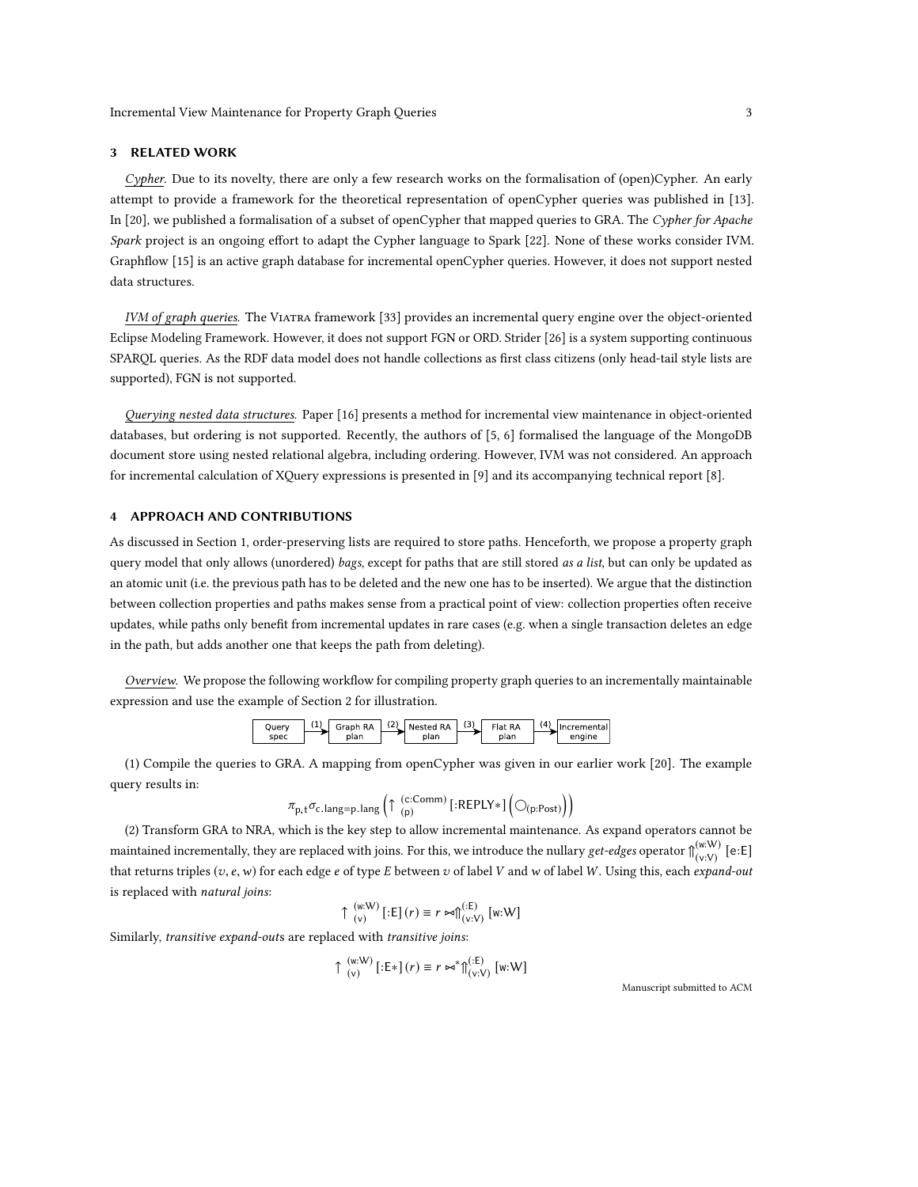## 3 RELATED WORK

*Cypher.* Due to its novelty, there are only a few research works on the formalisation of (open)Cypher. An early attempt to provide a framework for the theoretical representation of openCypher queries was published in [13]. In [20], we published a formalisation of a subset of openCypher that mapped queries to GRA. The *Cypher for Apache Spark* project is an ongoing effort to adapt the Cypher language to Spark [22]. None of these works consider IVM. Graphflow [15] is an active graph database for incremental openCypher queries. However, it does not support nested data structures.

*IVM of graph queries.* The Viatra framework [33] provides an incremental query engine over the object-oriented Eclipse Modeling Framework. However, it does not support FGN or ORD. Strider [26] is a system supporting continuous SPARQL queries. As the RDF data model does not handle collections as first class citizens (only head-tail style lists are supported), FGN is not supported.

*Querying nested data structures.* Paper [16] presents a method for incremental view maintenance in object-oriented databases, but ordering is not supported. Recently, the authors of [5, 6] formalised the language of the MongoDB document store using nested relational algebra, including ordering. However, IVM was not considered. An approach for incremental calculation of XQuery expressions is presented in [9] and its accompanying technical report [8].

## 4 APPROACH AND CONTRIBUTIONS

As discussed in Section 1, order-preserving lists are required to store paths. Henceforth, we propose a property graph query model that only allows (unordered) *bags*, except for paths that are still stored *as a list*, but can only be updated as an atomic unit (i.e. the previous path has to be deleted and the new one has to be inserted). We argue that the distinction between collection properties and paths makes sense from a practical point of view: collection properties often receive updates, while paths only benefit from incremental updates in rare cases (e.g. when a single transaction deletes an edge in the path, but adds another one that keeps the path from deleting).

*Overview.* We propose the following workflow for compiling property graph queries to an incrementally maintainable expression and use the example of Section 2 for illustration.

Query spec →(1) Graph RA plan →(2) Nested RA plan →(3) Flat RA plan →(4) Incremental engine

(1) Compile the queries to GRA. A mapping from openCypher was given in our earlier work [20]. The example query results in:

$$\pi_{\mathsf{p,t}}\sigma_{\mathsf{c.lang=p.lang}}\left(\uparrow^{\mathsf{(c:Comm)}}_{\mathsf{(p)}}[\mathsf{:REPLY*}]\left(\bigcirc_{\mathsf{(p:Post)}}\right)\right)$$

(2) Transform GRA to NRA, which is the key step to allow incremental maintenance. As expand operators cannot be maintained incrementally, they are replaced with joins. For this, we introduce the nullary *get-edges* operator $\Uparrow^{\mathsf{(w:W)}}_{\mathsf{(v:V)}}[\mathsf{e:E}]$ that returns triples $(v, e, w)$ for each edge $e$ of type $E$ between $v$ of label $V$ and $w$ of label $W$. Using this, each *expand-out* is replaced with *natural joins*:

$$\uparrow^{\mathsf{(w:W)}}_{\mathsf{(v)}}[\mathsf{:E}](r) \equiv r \bowtie \Uparrow^{\mathsf{(:E)}}_{\mathsf{(v:V)}}[\mathsf{w:W}]$$

Similarly, *transitive expand-out*s are replaced with *transitive joins*:

$$\uparrow^{\mathsf{(w:W)}}_{\mathsf{(v)}}[\mathsf{:E*}](r) \equiv r \bowtie^{*} \Uparrow^{\mathsf{(:E)}}_{\mathsf{(v:V)}}[\mathsf{w:W}]$$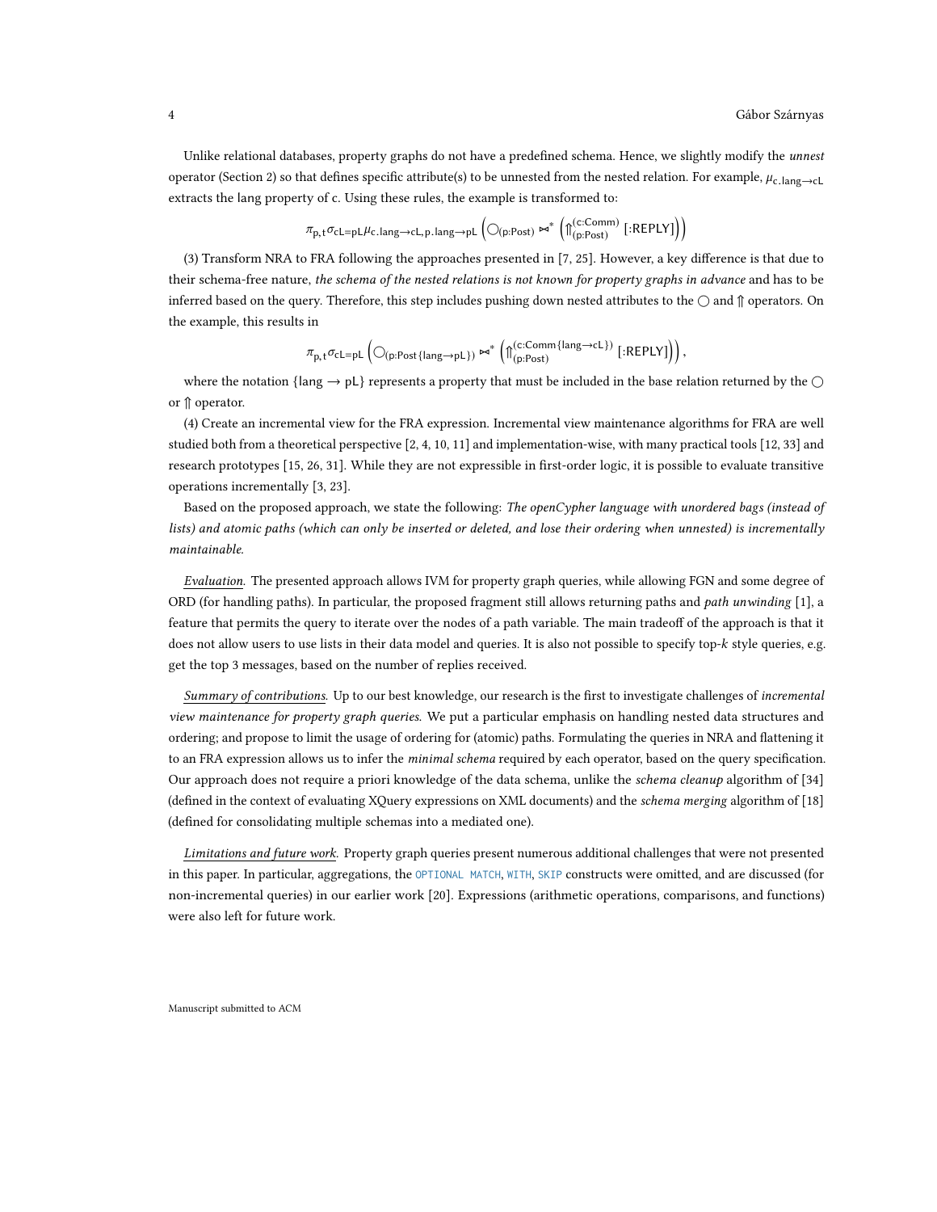Unlike relational databases, property graphs do not have a predefined schema. Hence, we slightly modify the *unnest* operator (Section 2) so that defines specific attribute(s) to be unnested from the nested relation. For example, $\mu_{\mathsf{c.lang} \to \mathsf{cL}}$ extracts the lang property of c. Using these rules, the example is transformed to:

$$\pi_{\mathsf{p},\mathsf{t}} \sigma_{\mathsf{cL}=\mathsf{pL}} \mu_{\mathsf{c.lang} \to \mathsf{cL}, \mathsf{p.lang} \to \mathsf{pL}} \left( \bigcirc_{(\mathsf{p:Post})} \bowtie^{*} \left( \Uparrow^{(\mathsf{c:Comm})}_{(\mathsf{p:Post})} [\mathsf{:REPLY}] \right) \right)$$

(3) Transform NRA to FRA following the approaches presented in [7, 25]. However, a key difference is that due to their schema-free nature, *the schema of the nested relations is not known for property graphs in advance* and has to be inferred based on the query. Therefore, this step includes pushing down nested attributes to the $\bigcirc$ and $\Uparrow$ operators. On the example, this results in

$$\pi_{\mathsf{p},\mathsf{t}} \sigma_{\mathsf{cL}=\mathsf{pL}} \left( \bigcirc_{(\mathsf{p:Post}\{\mathsf{lang} \to \mathsf{pL}\})} \bowtie^{*} \left( \Uparrow^{(\mathsf{c:Comm}\{\mathsf{lang} \to \mathsf{cL}\})}_{(\mathsf{p:Post})} [\mathsf{:REPLY}] \right) \right),$$

where the notation $\{\mathsf{lang} \to \mathsf{pL}\}$ represents a property that must be included in the base relation returned by the $\bigcirc$ or $\Uparrow$ operator.

(4) Create an incremental view for the FRA expression. Incremental view maintenance algorithms for FRA are well studied both from a theoretical perspective [2, 4, 10, 11] and implementation-wise, with many practical tools [12, 33] and research prototypes [15, 26, 31]. While they are not expressible in first-order logic, it is possible to evaluate transitive operations incrementally [3, 23].

Based on the proposed approach, we state the following: *The openCypher language with unordered bags (instead of lists) and atomic paths (which can only be inserted or deleted, and lose their ordering when unnested) is incrementally maintainable.*

*Evaluation.* The presented approach allows IVM for property graph queries, while allowing FGN and some degree of ORD (for handling paths). In particular, the proposed fragment still allows returning paths and *path unwinding* [1], a feature that permits the query to iterate over the nodes of a path variable. The main tradeoff of the approach is that it does not allow users to use lists in their data model and queries. It is also not possible to specify top-$k$ style queries, e.g. get the top 3 messages, based on the number of replies received.

*Summary of contributions.* Up to our best knowledge, our research is the first to investigate challenges of *incremental view maintenance for property graph queries*. We put a particular emphasis on handling nested data structures and ordering; and propose to limit the usage of ordering for (atomic) paths. Formulating the queries in NRA and flattening it to an FRA expression allows us to infer the *minimal schema* required by each operator, based on the query specification. Our approach does not require a priori knowledge of the data schema, unlike the *schema cleanup* algorithm of [34] (defined in the context of evaluating XQuery expressions on XML documents) and the *schema merging* algorithm of [18] (defined for consolidating multiple schemas into a mediated one).

*Limitations and future work.* Property graph queries present numerous additional challenges that were not presented in this paper. In particular, aggregations, the `OPTIONAL MATCH`, `WITH`, `SKIP` constructs were omitted, and are discussed (for non-incremental queries) in our earlier work [20]. Expressions (arithmetic operations, comparisons, and functions) were also left for future work.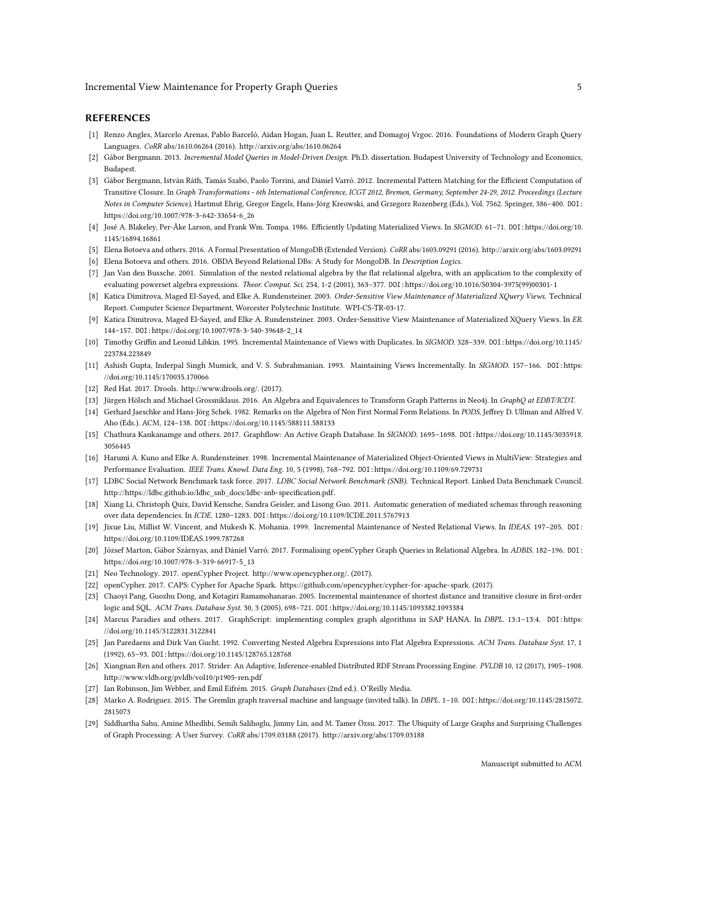## REFERENCES

- [1] Renzo Angles, Marcelo Arenas, Pablo Barceló, Aidan Hogan, Juan L. Reutter, and Domagoj Vrgoc. 2016. Foundations of Modern Graph Query Languages. *CoRR* abs/1610.06264 (2016). http://arxiv.org/abs/1610.06264
- [2] Gábor Bergmann. 2013. *Incremental Model Queries in Model-Driven Design.* Ph.D. dissertation. Budapest University of Technology and Economics, Budapest.
- [3] Gábor Bergmann, István Ráth, Tamás Szabó, Paolo Torrini, and Dániel Varró. 2012. Incremental Pattern Matching for the Efficient Computation of Transitive Closure. In *Graph Transformations - 6th International Conference, ICGT 2012, Bremen, Germany, September 24-29, 2012. Proceedings (Lecture Notes in Computer Science)*, Hartmut Ehrig, Gregor Engels, Hans-Jörg Kreowski, and Grzegorz Rozenberg (Eds.), Vol. 7562. Springer, 386–400. DOI: https://doi.org/10.1007/978-3-642-33654-6_26
- [4] José A. Blakeley, Per-Åke Larson, and Frank Wm. Tompa. 1986. Efficiently Updating Materialized Views. In *SIGMOD*. 61–71. DOI: https://doi.org/10.1145/16894.16861
- [5] Elena Botoeva and others. 2016. A Formal Presentation of MongoDB (Extended Version). *CoRR* abs/1603.09291 (2016). http://arxiv.org/abs/1603.09291
- [6] Elena Botoeva and others. 2016. OBDA Beyond Relational DBs: A Study for MongoDB. In *Description Logics*.
- [7] Jan Van den Bussche. 2001. Simulation of the nested relational algebra by the flat relational algebra, with an application to the complexity of evaluating powerset algebra expressions. *Theor. Comput. Sci.* 254, 1-2 (2001), 363–377. DOI: https://doi.org/10.1016/S0304-3975(99)00301-1
- [8] Katica Dimitrova, Maged El-Sayed, and Elke A. Rundensteiner. 2003. *Order-Sensitive View Maintenance of Materialized XQuery Views.* Technical Report. Computer Science Department, Worcester Polytechnic Institute. WPI-CS-TR-03-17.
- [9] Katica Dimitrova, Maged El-Sayed, and Elke A. Rundensteiner. 2003. Order-Sensitive View Maintenance of Materialized XQuery Views. In *ER*. 144–157. DOI: https://doi.org/10.1007/978-3-540-39648-2_14
- [10] Timothy Griffin and Leonid Libkin. 1995. Incremental Maintenance of Views with Duplicates. In *SIGMOD*. 328–339. DOI: https://doi.org/10.1145/223784.223849
- [11] Ashish Gupta, Inderpal Singh Mumick, and V. S. Subrahmanian. 1993. Maintaining Views Incrementally. In *SIGMOD*. 157–166. DOI: https://doi.org/10.1145/170035.170066
- [12] Red Hat. 2017. Drools. http://www.drools.org/. (2017).
- [13] Jürgen Hölsch and Michael Grossniklaus. 2016. An Algebra and Equivalences to Transform Graph Patterns in Neo4j. In *GraphQ at EDBT/ICDT*.
- [14] Gerhard Jaeschke and Hans-Jörg Schek. 1982. Remarks on the Algebra of Non First Normal Form Relations. In *PODS*, Jeffrey D. Ullman and Alfred V. Aho (Eds.). ACM, 124–138. DOI: https://doi.org/10.1145/588111.588133
- [15] Chathura Kankanamge and others. 2017. Graphflow: An Active Graph Database. In *SIGMOD*. 1695–1698. DOI: https://doi.org/10.1145/3035918.3056445
- [16] Harumi A. Kuno and Elke A. Rundensteiner. 1998. Incremental Maintenance of Materialized Object-Oriented Views in MultiView: Strategies and Performance Evaluation. *IEEE Trans. Knowl. Data Eng.* 10, 5 (1998), 768–792. DOI: https://doi.org/10.1109/69.729731
- [17] LDBC Social Network Benchmark task force. 2017. *LDBC Social Network Benchmark (SNB)*. Technical Report. Linked Data Benchmark Council. http://https://ldbc.github.io/ldbc_snb_docs/ldbc-snb-specification.pdf.
- [18] Xiang Li, Christoph Quix, David Kensche, Sandra Geisler, and Lisong Guo. 2011. Automatic generation of mediated schemas through reasoning over data dependencies. In *ICDE*. 1280–1283. DOI: https://doi.org/10.1109/ICDE.2011.5767913
- [19] Jixue Liu, Millist W. Vincent, and Mukesh K. Mohania. 1999. Incremental Maintenance of Nested Relational Views. In *IDEAS*. 197–205. DOI: https://doi.org/10.1109/IDEAS.1999.787268
- [20] József Marton, Gábor Szárnyas, and Dániel Varró. 2017. Formalising openCypher Graph Queries in Relational Algebra. In *ADBIS*. 182–196. DOI: https://doi.org/10.1007/978-3-319-66917-5_13
- [21] Neo Technology. 2017. openCypher Project. http://www.opencypher.org/. (2017).
- [22] openCypher. 2017. CAPS: Cypher for Apache Spark. https://github.com/opencypher/cypher-for-apache-spark. (2017).
- [23] Chaoyi Pang, Guozhu Dong, and Kotagiri Ramamohanarao. 2005. Incremental maintenance of shortest distance and transitive closure in first-order logic and SQL. *ACM Trans. Database Syst.* 30, 3 (2005), 698–721. DOI: https://doi.org/10.1145/1093382.1093384
- [24] Marcus Paradies and others. 2017. GraphScript: implementing complex graph algorithms in SAP HANA. In *DBPL*. 13:1–13:4. DOI: https://doi.org/10.1145/3122831.3122841
- [25] Jan Paredaens and Dirk Van Gucht. 1992. Converting Nested Algebra Expressions into Flat Algebra Expressions. *ACM Trans. Database Syst.* 17, 1 (1992), 65–93. DOI: https://doi.org/10.1145/128765.128768
- [26] Xiangnan Ren and others. 2017. Strider: An Adaptive, Inference-enabled Distributed RDF Stream Processing Engine. *PVLDB* 10, 12 (2017), 1905–1908. http://www.vldb.org/pvldb/vol10/p1905-ren.pdf
- [27] Ian Robinson, Jim Webber, and Emil Eifrém. 2015. *Graph Databases* (2nd ed.). O'Reilly Media.
- [28] Marko A. Rodriguez. 2015. The Gremlin graph traversal machine and language (invited talk). In *DBPL*. 1–10. DOI: https://doi.org/10.1145/2815072.2815073
- [29] Siddhartha Sahu, Amine Mhedhbi, Semih Salihoglu, Jimmy Lin, and M. Tamer Özsu. 2017. The Ubiquity of Large Graphs and Surprising Challenges of Graph Processing: A User Survey. *CoRR* abs/1709.03188 (2017). http://arxiv.org/abs/1709.03188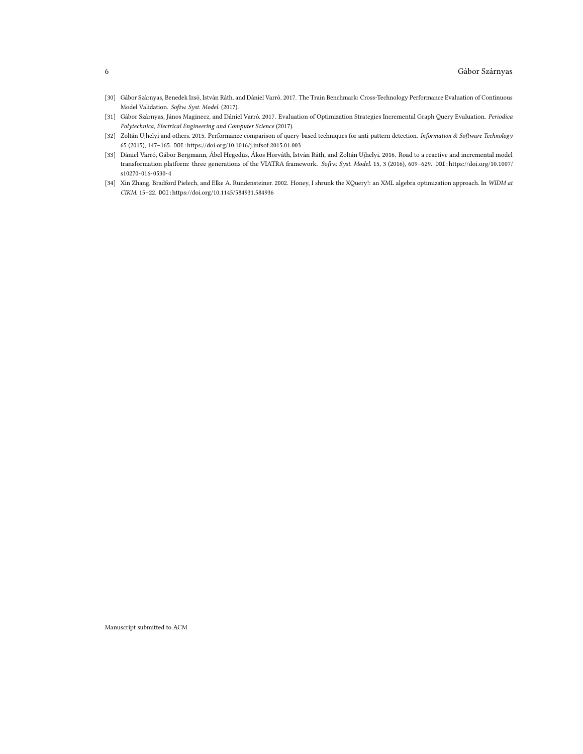[30] Gábor Szárnyas, Benedek Izsó, István Ráth, and Dániel Varró. 2017. The Train Benchmark: Cross-Technology Performance Evaluation of Continuous Model Validation. *Softw. Syst. Model.* (2017).

[31] Gábor Szárnyas, János Maginecz, and Dániel Varró. 2017. Evaluation of Optimization Strategies Incremental Graph Query Evaluation. *Periodica Polytechnica, Electrical Engineering and Computer Science* (2017).

[32] Zoltán Ujhelyi and others. 2015. Performance comparison of query-based techniques for anti-pattern detection. *Information & Software Technology* 65 (2015), 147–165. DOI:https://doi.org/10.1016/j.infsof.2015.01.003

[33] Dániel Varró, Gábor Bergmann, Ábel Hegedüs, Ákos Horváth, István Ráth, and Zoltán Ujhelyi. 2016. Road to a reactive and incremental model transformation platform: three generations of the VIATRA framework. *Softw. Syst. Model.* 15, 3 (2016), 609–629. DOI:https://doi.org/10.1007/s10270-016-0530-4

[34] Xin Zhang, Bradford Pielech, and Elke A. Rundensteiner. 2002. Honey, I shrunk the XQuery!: an XML algebra optimization approach. In *WIDM at CIKM*. 15–22. DOI:https://doi.org/10.1145/584931.584936